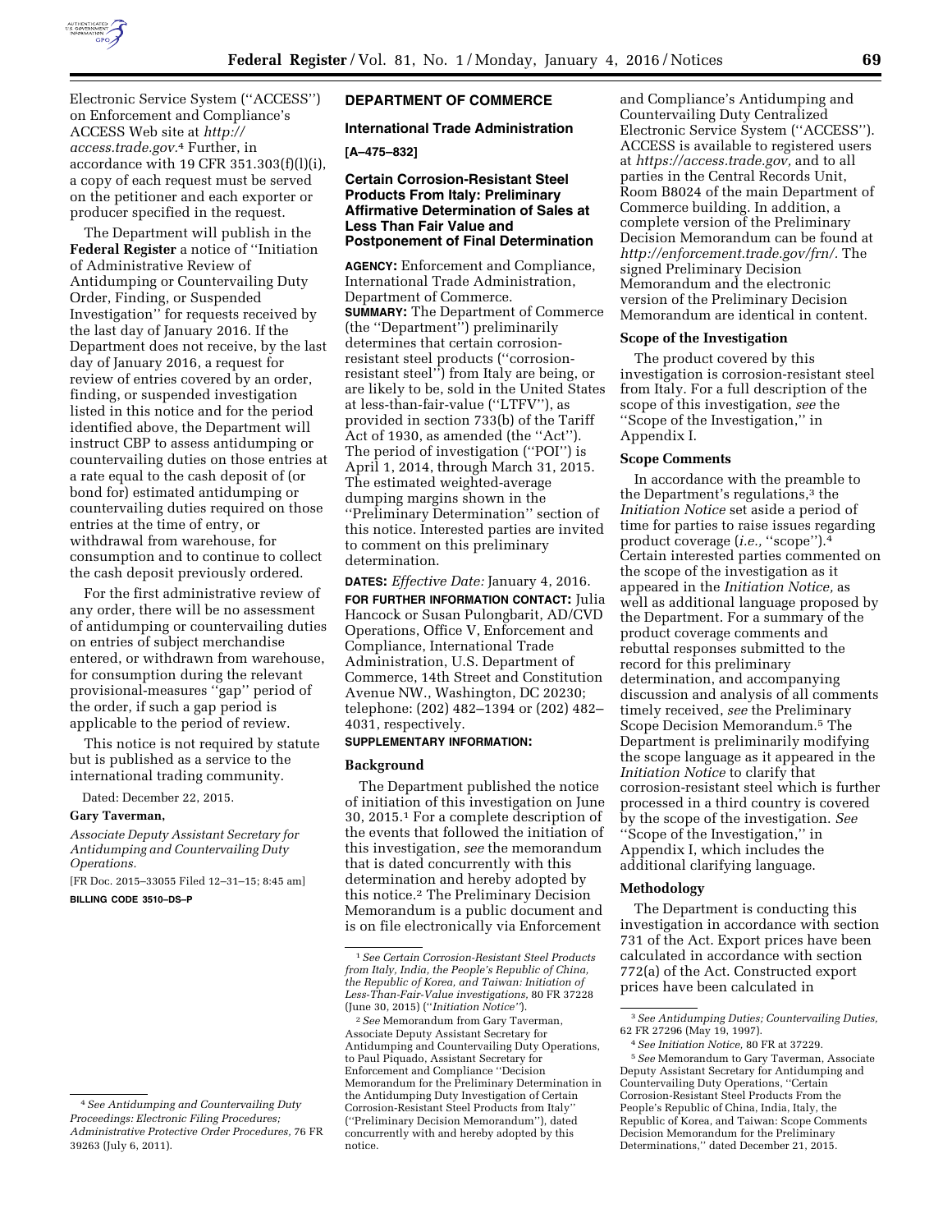Electronic Service System (''ACCESS'') on Enforcement and Compliance's ACCESS Web site at *http://access.trade.gov.*[4] Further, in accordance with 19 CFR 351.303(f)(l)(i), a copy of each request must be served on the petitioner and each exporter or producer specified in the request.

The Department will publish in the **Federal Register** a notice of ''Initiation of Administrative Review of Antidumping or Countervailing Duty Order, Finding, or Suspended Investigation'' for requests received by the last day of January 2016. If the Department does not receive, by the last day of January 2016, a request for review of entries covered by an order, finding, or suspended investigation listed in this notice and for the period identified above, the Department will instruct CBP to assess antidumping or countervailing duties on those entries at a rate equal to the cash deposit of (or bond for) estimated antidumping or countervailing duties required on those entries at the time of entry, or withdrawal from warehouse, for consumption and to continue to collect the cash deposit previously ordered.

For the first administrative review of any order, there will be no assessment of antidumping or countervailing duties on entries of subject merchandise entered, or withdrawn from warehouse, for consumption during the relevant provisional-measures ''gap'' period of the order, if such a gap period is applicable to the period of review.

This notice is not required by statute but is published as a service to the international trading community.

Dated: December 22, 2015.

**Gary Taverman,**

*Associate Deputy Assistant Secretary for Antidumping and Countervailing Duty Operations.*

[FR Doc. 2015–33055 Filed 12–31–15; 8:45 am]

**BILLING CODE 3510–DS–P**

[4] *See Antidumping and Countervailing Duty Proceedings: Electronic Filing Procedures; Administrative Protective Order Procedures,* 76 FR 39263 (July 6, 2011).

## DEPARTMENT OF COMMERCE

### International Trade Administration

**[A–475–832]**

### Certain Corrosion-Resistant Steel Products From Italy: Preliminary Affirmative Determination of Sales at Less Than Fair Value and Postponement of Final Determination

**AGENCY:** Enforcement and Compliance, International Trade Administration, Department of Commerce.

**SUMMARY:** The Department of Commerce (the ''Department'') preliminarily determines that certain corrosion-resistant steel products (''corrosion-resistant steel'') from Italy are being, or are likely to be, sold in the United States at less-than-fair-value (''LTFV''), as provided in section 733(b) of the Tariff Act of 1930, as amended (the ''Act''). The period of investigation (''POI'') is April 1, 2014, through March 31, 2015. The estimated weighted-average dumping margins shown in the ''Preliminary Determination'' section of this notice. Interested parties are invited to comment on this preliminary determination.

**DATES:** *Effective Date:* January 4, 2016.

**FOR FURTHER INFORMATION CONTACT:** Julia Hancock or Susan Pulongbarit, AD/CVD Operations, Office V, Enforcement and Compliance, International Trade Administration, U.S. Department of Commerce, 14th Street and Constitution Avenue NW., Washington, DC 20230; telephone: (202) 482–1394 or (202) 482–4031, respectively.

**SUPPLEMENTARY INFORMATION:**

### Background

The Department published the notice of initiation of this investigation on June 30, 2015.[1] For a complete description of the events that followed the initiation of this investigation, *see* the memorandum that is dated concurrently with this determination and hereby adopted by this notice.[2] The Preliminary Decision Memorandum is a public document and is on file electronically via Enforcement and Compliance's Antidumping and Countervailing Duty Centralized Electronic Service System (''ACCESS''). ACCESS is available to registered users at *https://access.trade.gov,* and to all parties in the Central Records Unit, Room B8024 of the main Department of Commerce building. In addition, a complete version of the Preliminary Decision Memorandum can be found at *http://enforcement.trade.gov/frn/.* The signed Preliminary Decision Memorandum and the electronic version of the Preliminary Decision Memorandum are identical in content.

### Scope of the Investigation

The product covered by this investigation is corrosion-resistant steel from Italy. For a full description of the scope of this investigation, *see* the ''Scope of the Investigation,'' in Appendix I.

### Scope Comments

In accordance with the preamble to the Department's regulations,[3] the *Initiation Notice* set aside a period of time for parties to raise issues regarding product coverage (*i.e.,* ''scope'').[4] Certain interested parties commented on the scope of the investigation as it appeared in the *Initiation Notice,* as well as additional language proposed by the Department. For a summary of the product coverage comments and rebuttal responses submitted to the record for this preliminary determination, and accompanying discussion and analysis of all comments timely received, *see* the Preliminary Scope Decision Memorandum.[5] The Department is preliminarily modifying the scope language as it appeared in the *Initiation Notice* to clarify that corrosion-resistant steel which is further processed in a third country is covered by the scope of the investigation. *See* ''Scope of the Investigation,'' in Appendix I, which includes the additional clarifying language.

### Methodology

The Department is conducting this investigation in accordance with section 731 of the Act. Export prices have been calculated in accordance with section 772(a) of the Act. Constructed export prices have been calculated in

[1] *See Certain Corrosion-Resistant Steel Products from Italy, India, the People's Republic of China, the Republic of Korea, and Taiwan: Initiation of Less-Than-Fair-Value investigations,* 80 FR 37228 (June 30, 2015) (''*Initiation Notice''*).

[2] *See* Memorandum from Gary Taverman, Associate Deputy Assistant Secretary for Antidumping and Countervailing Duty Operations, to Paul Piquado, Assistant Secretary for Enforcement and Compliance ''Decision Memorandum for the Preliminary Determination in the Antidumping Duty Investigation of Certain Corrosion-Resistant Steel Products from Italy'' (''Preliminary Decision Memorandum''), dated concurrently with and hereby adopted by this notice.

[3] *See Antidumping Duties; Countervailing Duties,* 62 FR 27296 (May 19, 1997).

[4] *See Initiation Notice,* 80 FR at 37229.

[5] *See* Memorandum to Gary Taverman, Associate Deputy Assistant Secretary for Antidumping and Countervailing Duty Operations, ''Certain Corrosion-Resistant Steel Products From the People's Republic of China, India, Italy, the Republic of Korea, and Taiwan: Scope Comments Decision Memorandum for the Preliminary Determinations,'' dated December 21, 2015.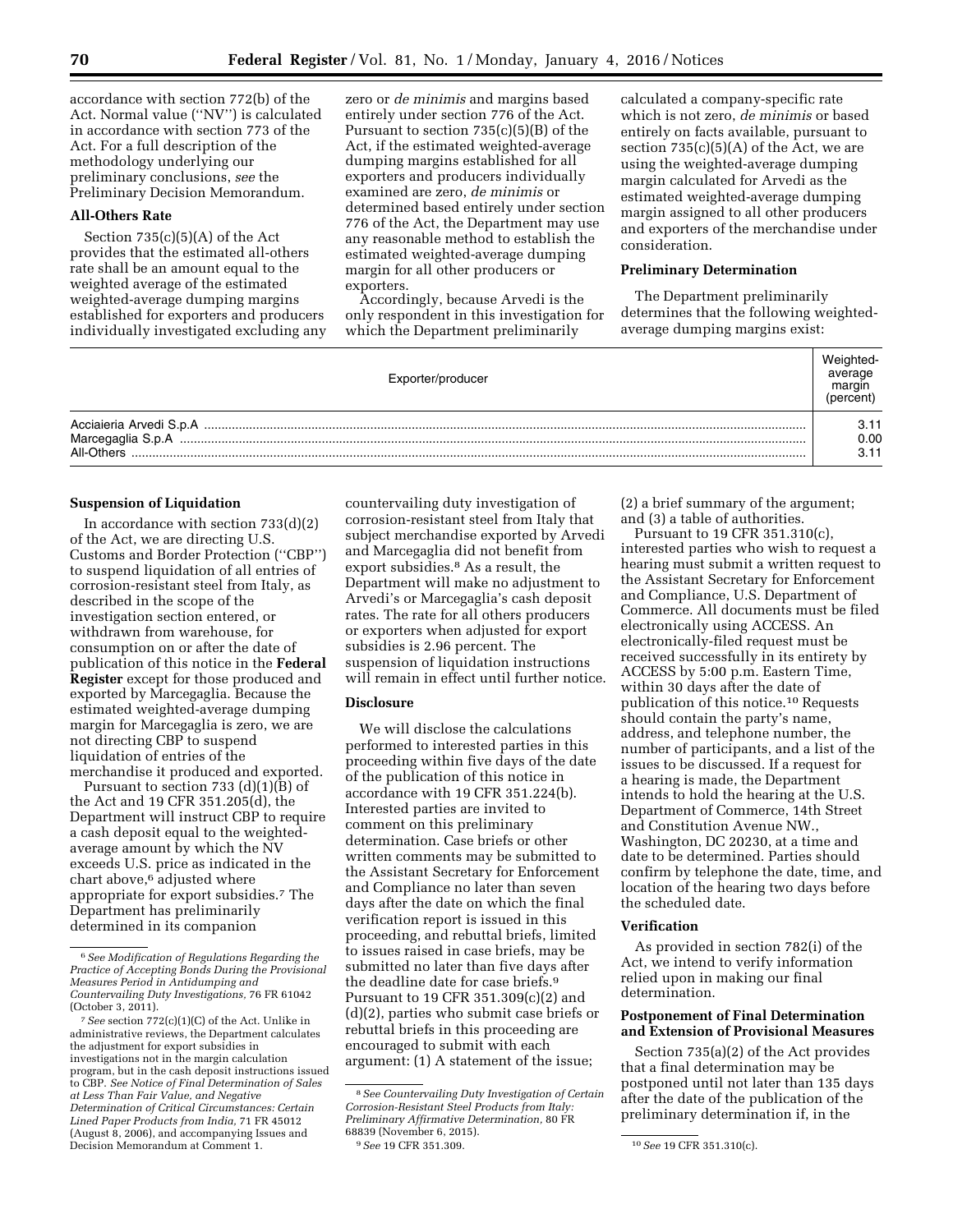accordance with section 772(b) of the Act. Normal value ("NV") is calculated in accordance with section 773 of the Act. For a full description of the methodology underlying our preliminary conclusions, *see* the Preliminary Decision Memorandum.

**All-Others Rate**

Section 735(c)(5)(A) of the Act provides that the estimated all-others rate shall be an amount equal to the weighted average of the estimated weighted-average dumping margins established for exporters and producers individually investigated excluding any zero or *de minimis* and margins based entirely under section 776 of the Act. Pursuant to section 735(c)(5)(B) of the Act, if the estimated weighted-average dumping margins established for all exporters and producers individually examined are zero, *de minimis* or determined based entirely under section 776 of the Act, the Department may use any reasonable method to establish the estimated weighted-average dumping margin for all other producers or exporters.

Accordingly, because Arvedi is the only respondent in this investigation for which the Department preliminarily calculated a company-specific rate which is not zero, *de minimis* or based entirely on facts available, pursuant to section 735(c)(5)(A) of the Act, we are using the weighted-average dumping margin calculated for Arvedi as the estimated weighted-average dumping margin assigned to all other producers and exporters of the merchandise under consideration.

**Preliminary Determination**

The Department preliminarily determines that the following weighted-average dumping margins exist:

| Exporter/producer | Weighted-average margin (percent) |
| --- | --- |
| Acciaieria Arvedi S.p.A | 3.11 |
| Marcegaglia S.p.A | 0.00 |
| All-Others | 3.11 |

**Suspension of Liquidation**

In accordance with section 733(d)(2) of the Act, we are directing U.S. Customs and Border Protection ("CBP") to suspend liquidation of all entries of corrosion-resistant steel from Italy, as described in the scope of the investigation section entered, or withdrawn from warehouse, for consumption on or after the date of publication of this notice in the **Federal Register** except for those produced and exported by Marcegaglia. Because the estimated weighted-average dumping margin for Marcegaglia is zero, we are not directing CBP to suspend liquidation of entries of the merchandise it produced and exported.

Pursuant to section 733 (d)(1)(B) of the Act and 19 CFR 351.205(d), the Department will instruct CBP to require a cash deposit equal to the weighted-average amount by which the NV exceeds U.S. price as indicated in the chart above,[6] adjusted where appropriate for export subsidies.[7] The Department has preliminarily determined in its companion countervailing duty investigation of corrosion-resistant steel from Italy that subject merchandise exported by Arvedi and Marcegaglia did not benefit from export subsidies.[8] As a result, the Department will make no adjustment to Arvedi's or Marcegaglia's cash deposit rates. The rate for all others producers or exporters when adjusted for export subsidies is 2.96 percent. The suspension of liquidation instructions will remain in effect until further notice.

**Disclosure**

We will disclose the calculations performed to interested parties in this proceeding within five days of the date of the publication of this notice in accordance with 19 CFR 351.224(b). Interested parties are invited to comment on this preliminary determination. Case briefs or other written comments may be submitted to the Assistant Secretary for Enforcement and Compliance no later than seven days after the date on which the final verification report is issued in this proceeding, and rebuttal briefs, limited to issues raised in case briefs, may be submitted no later than five days after the deadline date for case briefs.[9] Pursuant to 19 CFR 351.309(c)(2) and (d)(2), parties who submit case briefs or rebuttal briefs in this proceeding are encouraged to submit with each argument: (1) A statement of the issue; (2) a brief summary of the argument; and (3) a table of authorities.

Pursuant to 19 CFR 351.310(c), interested parties who wish to request a hearing must submit a written request to the Assistant Secretary for Enforcement and Compliance, U.S. Department of Commerce. All documents must be filed electronically using ACCESS. An electronically-filed request must be received successfully in its entirety by ACCESS by 5:00 p.m. Eastern Time, within 30 days after the date of publication of this notice.[10] Requests should contain the party's name, address, and telephone number, the number of participants, and a list of the issues to be discussed. If a request for a hearing is made, the Department intends to hold the hearing at the U.S. Department of Commerce, 14th Street and Constitution Avenue NW., Washington, DC 20230, at a time and date to be determined. Parties should confirm by telephone the date, time, and location of the hearing two days before the scheduled date.

**Verification**

As provided in section 782(i) of the Act, we intend to verify information relied upon in making our final determination.

**Postponement of Final Determination and Extension of Provisional Measures**

Section 735(a)(2) of the Act provides that a final determination may be postponed until not later than 135 days after the date of the publication of the preliminary determination if, in the

---

[6] *See Modification of Regulations Regarding the Practice of Accepting Bonds During the Provisional Measures Period in Antidumping and Countervailing Duty Investigations,* 76 FR 61042 (October 3, 2011).

[7] *See* section 772(c)(1)(C) of the Act. Unlike in administrative reviews, the Department calculates the adjustment for export subsidies in investigations not in the margin calculation program, but in the cash deposit instructions issued to CBP. *See Notice of Final Determination of Sales at Less Than Fair Value, and Negative Determination of Critical Circumstances: Certain Lined Paper Products from India,* 71 FR 45012 (August 8, 2006), and accompanying Issues and Decision Memorandum at Comment 1.

[8] *See Countervailing Duty Investigation of Certain Corrosion-Resistant Steel Products from Italy: Preliminary Affirmative Determination,* 80 FR 68839 (November 6, 2015).

[9] *See* 19 CFR 351.309.

[10] *See* 19 CFR 351.310(c).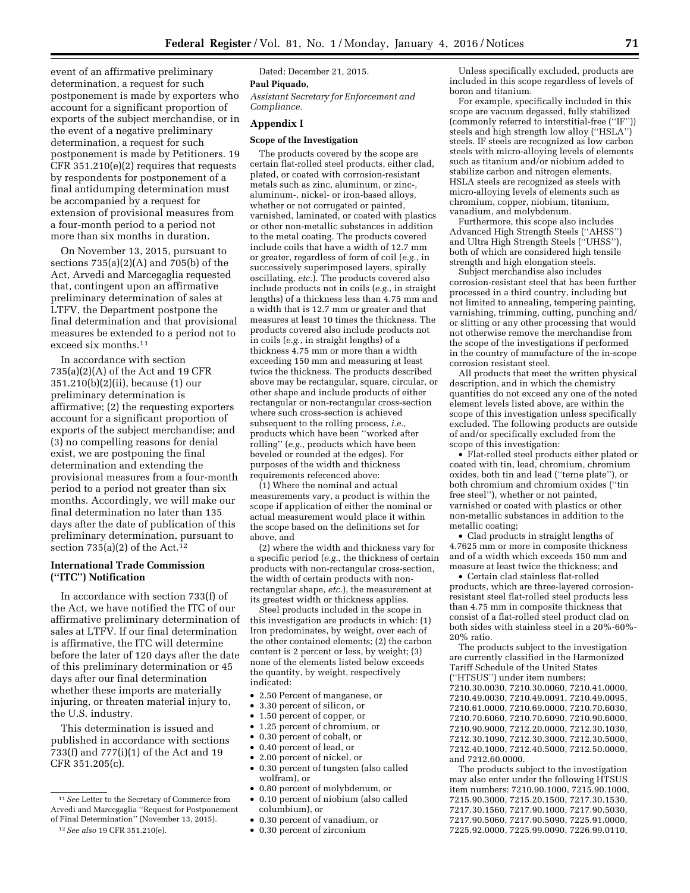event of an affirmative preliminary determination, a request for such postponement is made by exporters who account for a significant proportion of exports of the subject merchandise, or in the event of a negative preliminary determination, a request for such postponement is made by Petitioners. 19 CFR 351.210(e)(2) requires that requests by respondents for postponement of a final antidumping determination must be accompanied by a request for extension of provisional measures from a four-month period to a period not more than six months in duration.

On November 13, 2015, pursuant to sections 735(a)(2)(A) and 705(b) of the Act, Arvedi and Marcegaglia requested that, contingent upon an affirmative preliminary determination of sales at LTFV, the Department postpone the final determination and that provisional measures be extended to a period not to exceed six months.[11]

In accordance with section 735(a)(2)(A) of the Act and 19 CFR 351.210(b)(2)(ii), because (1) our preliminary determination is affirmative; (2) the requesting exporters account for a significant proportion of exports of the subject merchandise; and (3) no compelling reasons for denial exist, we are postponing the final determination and extending the provisional measures from a four-month period to a period not greater than six months. Accordingly, we will make our final determination no later than 135 days after the date of publication of this preliminary determination, pursuant to section 735(a)(2) of the Act.[12]

## International Trade Commission ("ITC") Notification

In accordance with section 733(f) of the Act, we have notified the ITC of our affirmative preliminary determination of sales at LTFV. If our final determination is affirmative, the ITC will determine before the later of 120 days after the date of this preliminary determination or 45 days after our final determination whether these imports are materially injuring, or threaten material injury to, the U.S. industry.

This determination is issued and published in accordance with sections 733(f) and 777(i)(1) of the Act and 19 CFR 351.205(c).

Dated: December 21, 2015.

**Paul Piquado,**

*Assistant Secretary for Enforcement and Compliance.*

## Appendix I

### Scope of the Investigation

The products covered by the scope are certain flat-rolled steel products, either clad, plated, or coated with corrosion-resistant metals such as zinc, aluminum, or zinc-, aluminum-, nickel- or iron-based alloys, whether or not corrugated or painted, varnished, laminated, or coated with plastics or other non-metallic substances in addition to the metal coating. The products covered include coils that have a width of 12.7 mm or greater, regardless of form of coil (*e.g.,* in successively superimposed layers, spirally oscillating, *etc.*). The products covered also include products not in coils (*e.g.,* in straight lengths) of a thickness less than 4.75 mm and a width that is 12.7 mm or greater and that measures at least 10 times the thickness. The products covered also include products not in coils (*e.g.,* in straight lengths) of a thickness 4.75 mm or more than a width exceeding 150 mm and measuring at least twice the thickness. The products described above may be rectangular, square, circular, or other shape and include products of either rectangular or non-rectangular cross-section where such cross-section is achieved subsequent to the rolling process, *i.e.,* products which have been "worked after rolling" (*e.g.,* products which have been beveled or rounded at the edges). For purposes of the width and thickness requirements referenced above:

(1) Where the nominal and actual measurements vary, a product is within the scope if application of either the nominal or actual measurement would place it within the scope based on the definitions set for above, and

(2) where the width and thickness vary for a specific period (*e.g.,* the thickness of certain products with non-rectangular cross-section, the width of certain products with non-rectangular shape, *etc.*), the measurement at its greatest width or thickness applies.

Steel products included in the scope in this investigation are products in which: (1) Iron predominates, by weight, over each of the other contained elements; (2) the carbon content is 2 percent or less, by weight; (3) none of the elements listed below exceeds the quantity, by weight, respectively indicated:

- 2.50 Percent of manganese, or
- 3.30 percent of silicon, or
- 1.50 percent of copper, or
- 1.25 percent of chromium, or
- 0.30 percent of cobalt, or
- 0.40 percent of lead, or
- 2.00 percent of nickel, or
- 0.30 percent of tungsten (also called wolfram), or
- 0.80 percent of molybdenum, or
- 0.10 percent of niobium (also called columbium), or
- 0.30 percent of vanadium, or
- 0.30 percent of zirconium

Unless specifically excluded, products are included in this scope regardless of levels of boron and titanium.

For example, specifically included in this scope are vacuum degassed, fully stabilized (commonly referred to interstitial-free ("IF")) steels and high strength low alloy ("HSLA") steels. IF steels are recognized as low carbon steels with micro-alloying levels of elements such as titanium and/or niobium added to stabilize carbon and nitrogen elements. HSLA steels are recognized as steels with micro-alloying levels of elements such as chromium, copper, niobium, titanium, vanadium, and molybdenum.

Furthermore, this scope also includes Advanced High Strength Steels ("AHSS") and Ultra High Strength Steels ("UHSS"), both of which are considered high tensile strength and high elongation steels.

Subject merchandise also includes corrosion-resistant steel that has been further processed in a third country, including but not limited to annealing, tempering painting, varnishing, trimming, cutting, punching and/or slitting or any other processing that would not otherwise remove the merchandise from the scope of the investigations if performed in the country of manufacture of the in-scope corrosion resistant steel.

All products that meet the written physical description, and in which the chemistry quantities do not exceed any one of the noted element levels listed above, are within the scope of this investigation unless specifically excluded. The following products are outside of and/or specifically excluded from the scope of this investigation:

- Flat-rolled steel products either plated or coated with tin, lead, chromium, chromium oxides, both tin and lead ("terne plate"), or both chromium and chromium oxides ("tin free steel"), whether or not painted, varnished or coated with plastics or other non-metallic substances in addition to the metallic coating;
- Clad products in straight lengths of 4.7625 mm or more in composite thickness and of a width which exceeds 150 mm and measure at least twice the thickness; and
- Certain clad stainless flat-rolled products, which are three-layered corrosion-resistant steel flat-rolled steel products less than 4.75 mm in composite thickness that consist of a flat-rolled steel product clad on both sides with stainless steel in a 20%-60%-20% ratio.

The products subject to the investigation are currently classified in the Harmonized Tariff Schedule of the United States ("HTSUS") under item numbers: 7210.30.0030, 7210.30.0060, 7210.41.0000, 7210.49.0030, 7210.49.0091, 7210.49.0095, 7210.61.0000, 7210.69.0000, 7210.70.6030, 7210.70.6060, 7210.70.6090, 7210.90.6000, 7210.90.9000, 7212.20.0000, 7212.30.1030, 7212.30.1090, 7212.30.3000, 7212.30.5000, 7212.40.1000, 7212.40.5000, 7212.50.0000, and 7212.60.0000.

The products subject to the investigation may also enter under the following HTSUS item numbers: 7210.90.1000, 7215.90.1000, 7215.90.3000, 7215.20.1500, 7217.30.1530, 7217.30.1560, 7217.90.1000, 7217.90.5030, 7217.90.5060, 7217.90.5090, 7225.91.0000, 7225.92.0000, 7225.99.0090, 7226.99.0110,

---

[11] *See* Letter to the Secretary of Commerce from Arvedi and Marcegaglia "Request for Postponement of Final Determination" (November 13, 2015).

[12] *See also* 19 CFR 351.210(e).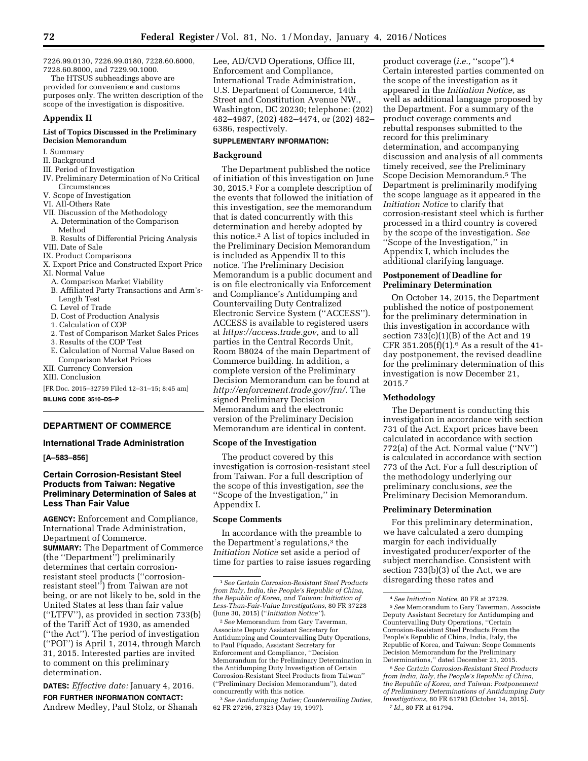7226.99.0130, 7226.99.0180, 7228.60.6000, 7228.60.8000, and 7229.90.1000.

The HTSUS subheadings above are provided for convenience and customs purposes only. The written description of the scope of the investigation is dispositive.

## Appendix II

### List of Topics Discussed in the Preliminary Decision Memorandum

I. Summary
II. Background
III. Period of Investigation
IV. Preliminary Determination of No Critical Circumstances
V. Scope of Investigation
VI. All-Others Rate
VII. Discussion of the Methodology
  A. Determination of the Comparison Method
  B. Results of Differential Pricing Analysis
VIII. Date of Sale
IX. Product Comparisons
X. Export Price and Constructed Export Price
XI. Normal Value
  A. Comparison Market Viability
  B. Affiliated Party Transactions and Arm's-Length Test
  C. Level of Trade
  D. Cost of Production Analysis
  1. Calculation of COP
  2. Test of Comparison Market Sales Prices
  3. Results of the COP Test
  E. Calculation of Normal Value Based on Comparison Market Prices
XII. Currency Conversion
XIII. Conclusion

[FR Doc. 2015–32759 Filed 12–31–15; 8:45 am]

**BILLING CODE 3510–DS–P**

---

## DEPARTMENT OF COMMERCE

### International Trade Administration

**[A–583–856]**

### Certain Corrosion-Resistant Steel Products from Taiwan: Negative Preliminary Determination of Sales at Less Than Fair Value

**AGENCY:** Enforcement and Compliance, International Trade Administration, Department of Commerce.

**SUMMARY:** The Department of Commerce (the "Department") preliminarily determines that certain corrosion-resistant steel products ("corrosion-resistant steel") from Taiwan are not being, or are not likely to be, sold in the United States at less than fair value ("LTFV"), as provided in section 733(b) of the Tariff Act of 1930, as amended ("the Act"). The period of investigation ("POI") is April 1, 2014, through March 31, 2015. Interested parties are invited to comment on this preliminary determination.

**DATES:** *Effective date:* January 4, 2016.

**FOR FURTHER INFORMATION CONTACT:** Andrew Medley, Paul Stolz, or Shanah Lee, AD/CVD Operations, Office III, Enforcement and Compliance, International Trade Administration, U.S. Department of Commerce, 14th Street and Constitution Avenue NW., Washington, DC 20230; telephone: (202) 482–4987, (202) 482–4474, or (202) 482–6386, respectively.

**SUPPLEMENTARY INFORMATION:**

### Background

The Department published the notice of initiation of this investigation on June 30, 2015.[1] For a complete description of the events that followed the initiation of this investigation, *see* the memorandum that is dated concurrently with this determination and hereby adopted by this notice.[2] A list of topics included in the Preliminary Decision Memorandum is included as Appendix II to this notice. The Preliminary Decision Memorandum is a public document and is on file electronically via Enforcement and Compliance's Antidumping and Countervailing Duty Centralized Electronic Service System ("ACCESS"). ACCESS is available to registered users at *https://access.trade.gov,* and to all parties in the Central Records Unit, Room B8024 of the main Department of Commerce building. In addition, a complete version of the Preliminary Decision Memorandum can be found at *http://enforcement.trade.gov/frn/*. The signed Preliminary Decision Memorandum and the electronic version of the Preliminary Decision Memorandum are identical in content.

### Scope of the Investigation

The product covered by this investigation is corrosion-resistant steel from Taiwan. For a full description of the scope of this investigation, *see* the "Scope of the Investigation," in Appendix I.

### Scope Comments

In accordance with the preamble to the Department's regulations,[3] the *Initiation Notice* set aside a period of time for parties to raise issues regarding product coverage (*i.e.,* "scope").[4] Certain interested parties commented on the scope of the investigation as it appeared in the *Initiation Notice,* as well as additional language proposed by the Department. For a summary of the product coverage comments and rebuttal responses submitted to the record for this preliminary determination, and accompanying discussion and analysis of all comments timely received, *see* the Preliminary Scope Decision Memorandum.[5] The Department is preliminarily modifying the scope language as it appeared in the *Initiation Notice* to clarify that corrosion-resistant steel which is further processed in a third country is covered by the scope of the investigation. *See* "Scope of the Investigation," in Appendix I, which includes the additional clarifying language.

### Postponement of Deadline for Preliminary Determination

On October 14, 2015, the Department published the notice of postponement for the preliminary determination in this investigation in accordance with section 733(c)(1)(B) of the Act and 19 CFR 351.205(f)(1).[6] As a result of the 41-day postponement, the revised deadline for the preliminary determination of this investigation is now December 21, 2015.[7]

### Methodology

The Department is conducting this investigation in accordance with section 731 of the Act. Export prices have been calculated in accordance with section 772(a) of the Act. Normal value ("NV") is calculated in accordance with section 773 of the Act. For a full description of the methodology underlying our preliminary conclusions, *see* the Preliminary Decision Memorandum.

### Preliminary Determination

For this preliminary determination, we have calculated a zero dumping margin for each individually investigated producer/exporter of the subject merchandise. Consistent with section 733(b)(3) of the Act, we are disregarding these rates and

---

[1] *See Certain Corrosion-Resistant Steel Products from Italy, India, the People's Republic of China, the Republic of Korea, and Taiwan: Initiation of Less-Than-Fair-Value Investigations,* 80 FR 37228 (June 30, 2015) ("*Initiation Notice*").

[2] *See* Memorandum from Gary Taverman, Associate Deputy Assistant Secretary for Antidumping and Countervailing Duty Operations, to Paul Piquado, Assistant Secretary for Enforcement and Compliance, "Decision Memorandum for the Preliminary Determination in the Antidumping Duty Investigation of Certain Corrosion-Resistant Steel Products from Taiwan" ("Preliminary Decision Memorandum"), dated concurrently with this notice.

[3] *See Antidumping Duties; Countervailing Duties,* 62 FR 27296, 27323 (May 19, 1997).

[4] *See Initiation Notice,* 80 FR at 37229.

[5] *See* Memorandum to Gary Taverman, Associate Deputy Assistant Secretary for Antidumping and Countervailing Duty Operations, "Certain Corrosion-Resistant Steel Products From the People's Republic of China, India, Italy, the Republic of Korea, and Taiwan: Scope Comments Decision Memorandum for the Preliminary Determinations," dated December 21, 2015.

[6] *See Certain Corrosion-Resistant Steel Products from India, Italy, the People's Republic of China, the Republic of Korea, and Taiwan: Postponement of Preliminary Determinations of Antidumping Duty Investigations,* 80 FR 61793 (October 14, 2015).

[7] *Id.,* 80 FR at 61794.